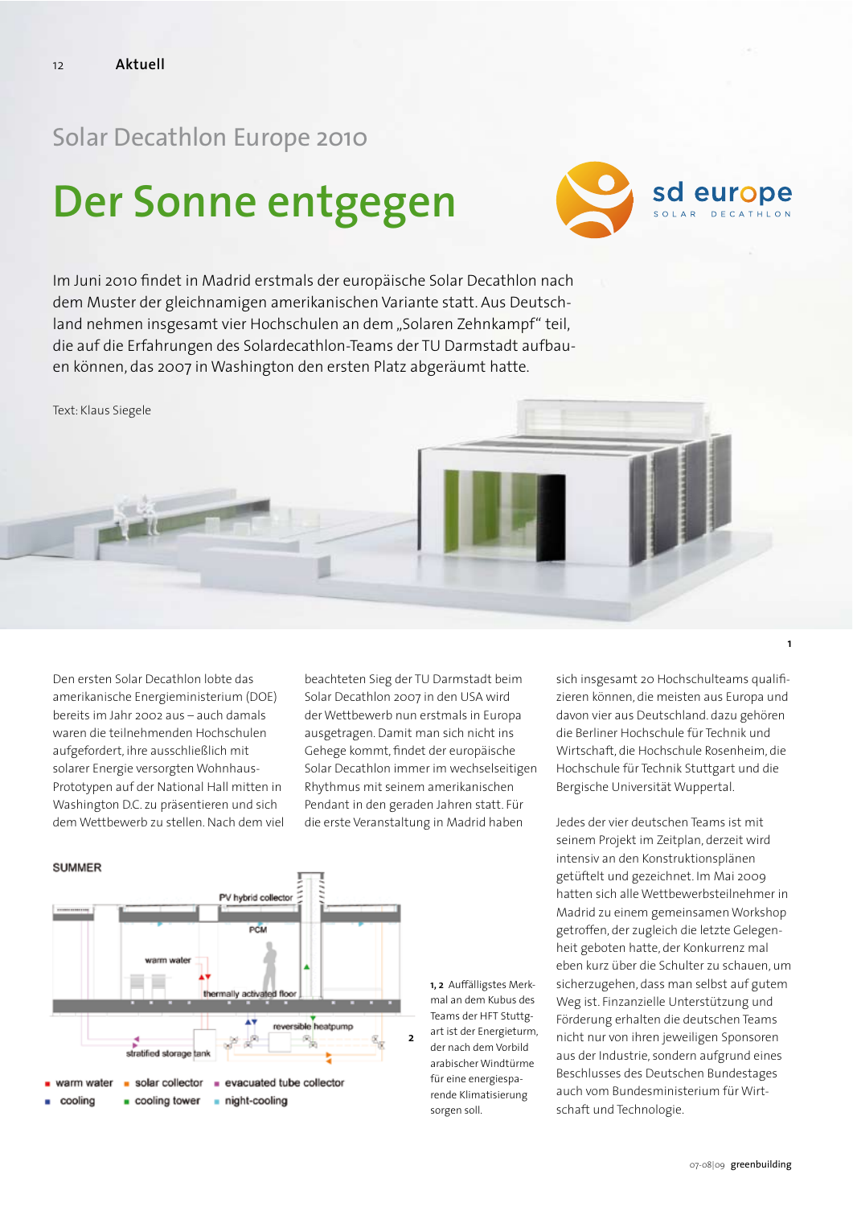Solar Decathlon Europe 2010

# Der Sonne entgegen

sd europe
SOLAR DECATHLON

Im Juni 2010 findet in Madrid erstmals der europäische Solar Decathlon nach dem Muster der gleichnamigen amerikanischen Variante statt. Aus Deutschland nehmen insgesamt vier Hochschulen an dem „Solaren Zehnkampf" teil, die auf die Erfahrungen des Solardecathlon-Teams der TU Darmstadt aufbauen können, das 2007 in Washington den ersten Platz abgeräumt hatte.

Text: Klaus Siegele

Den ersten Solar Decathlon lobte das amerikanische Energieministerium (DOE) bereits im Jahr 2002 aus – auch damals waren die teilnehmenden Hochschulen aufgefordert, ihre ausschließlich mit solarer Energie versorgten Wohnhaus-Prototypen auf der National Hall mitten in Washington D.C. zu präsentieren und sich dem Wettbewerb zu stellen. Nach dem viel beachteten Sieg der TU Darmstadt beim Solar Decathlon 2007 in den USA wird der Wettbewerb nun erstmals in Europa ausgetragen. Damit man sich nicht ins Gehege kommt, findet der europäische Solar Decathlon immer im wechselseitigen Rhythmus mit seinem amerikanischen Pendant in den geraden Jahren statt. Für die erste Veranstaltung in Madrid haben sich insgesamt 20 Hochschulteams qualifizieren können, die meisten aus Europa und davon vier aus Deutschland. dazu gehören die Berliner Hochschule für Technik und Wirtschaft, die Hochschule Rosenheim, die Hochschule für Technik Stuttgart und die Bergische Universität Wuppertal.

Jedes der vier deutschen Teams ist mit seinem Projekt im Zeitplan, derzeit wird intensiv an den Konstruktionsplänen getüftelt und gezeichnet. Im Mai 2009 hatten sich alle Wettbewerbsteilnehmer in Madrid zu einem gemeinsamen Workshop getroffen, der zugleich die letzte Gelegenheit geboten hatte, der Konkurrenz mal eben kurz über die Schulter zu schauen, um sicherzugehen, dass man selbst auf gutem Weg ist. Finanzielle Unterstützung und Förderung erhalten die deutschen Teams nicht nur von ihren jeweiligen Sponsoren aus der Industrie, sondern aufgrund eines Beschlusses des Deutschen Bundestages auch vom Bundesministerium für Wirtschaft und Technologie.

SUMMER

PV hybrid collector · PCM · warm water · thermally activated floor · reversible heatpump · stratified storage tank

■ warm water ■ solar collector ■ evacuated tube collector
■ cooling ■ cooling tower ■ night-cooling

**1, 2** Auffälligstes Merkmal an dem Kubus des Teams der HFT Stuttgart ist der Energieturm, der nach dem Vorbild arabischer Windtürme für eine energiesparende Klimatisierung sorgen soll.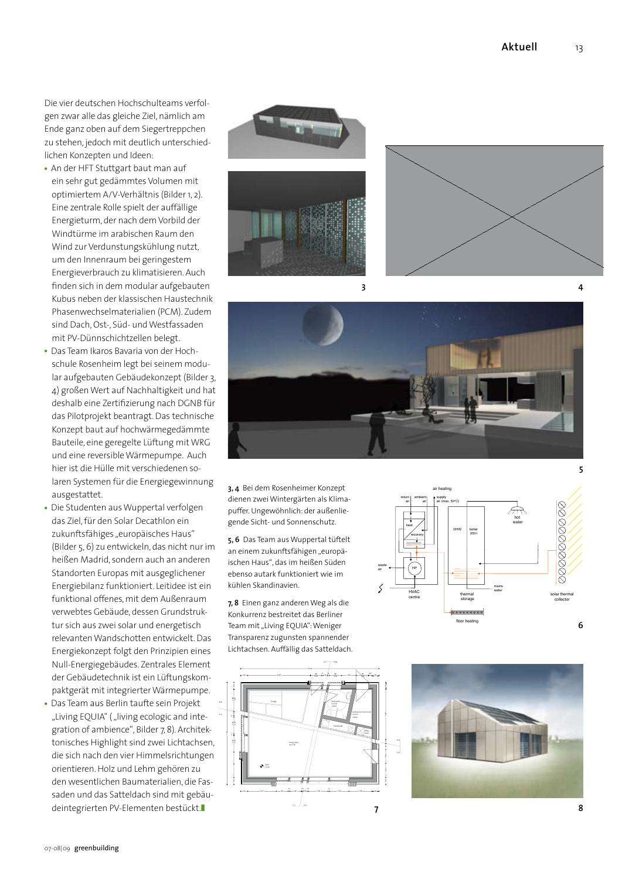Die vier deutschen Hochschulteams verfolgen zwar alle das gleiche Ziel, nämlich am Ende ganz oben auf dem Siegertreppchen zu stehen, jedoch mit deutlich unterschiedlichen Konzepten und Ideen:

- An der HFT Stuttgart baut man auf ein sehr gut gedämmtes Volumen mit optimiertem A/V-Verhältnis (Bilder 1, 2). Eine zentrale Rolle spielt der auffällige Energieturm, der nach dem Vorbild der Windtürme im arabischen Raum den Wind zur Verdunstungskühlung nutzt, um den Innenraum bei geringstem Energieverbrauch zu klimatisieren. Auch finden sich in dem modular aufgebauten Kubus neben der klassischen Haustechnik Phasenwechselmaterialien (PCM). Zudem sind Dach, Ost-, Süd- und Westfassaden mit PV-Dünnschichtzellen belegt.
- Das Team Ikaros Bavaria von der Hochschule Rosenheim legt bei seinem modular aufgebauten Gebäudekonzept (Bilder 3, 4) großen Wert auf Nachhaltigkeit und hat deshalb eine Zertifizierung nach DGNB für das Pilotprojekt beantragt. Das technische Konzept baut auf hochwärmegedämmte Bauteile, eine geregelte Lüftung mit WRG und eine reversible Wärmepumpe. Auch hier ist die Hülle mit verschiedenen solaren Systemen für die Energiegewinnung ausgestattet.
- Die Studenten aus Wuppertal verfolgen das Ziel, für den Solar Decathlon ein zukunftsfähiges „europäisches Haus" (Bilder 5, 6) zu entwickeln, das nicht nur im heißen Madrid, sondern auch an anderen Standorten Europas mit ausgeglichener Energiebilanz funktioniert. Leitidee ist ein funktional offenes, mit dem Außenraum verwebtes Gebäude, dessen Grundstruktur sich aus zwei solar und energetisch relevanten Wandschotten entwickelt. Das Energiekonzept folgt den Prinzipien eines Null-Energiegebäudes. Zentrales Element der Gebäudetechnik ist ein Lüftungskompaktgerät mit integrierter Wärmepumpe.
- Das Team aus Berlin taufte sein Projekt „Living EQUIA" („living ecologic and integration of ambience", Bilder 7, 8). Architektonisches Highlight sind zwei Lichtachsen, die sich nach den vier Himmelsrichtungen orientieren. Holz und Lehm gehören zu den wesentlichen Baumaterialien, die Fassaden und das Satteldach sind mit gebäudeintegrierten PV-Elementen bestückt.

3

4

5

**3, 4** Bei dem Rosenheimer Konzept dienen zwei Wintergärten als Klimapuffer. Ungewöhnlich: der außenliegende Sicht- und Sonnenschutz.

**5, 6** Das Team aus Wuppertal tüftelt an einem zukunftsfähigen „europäischen Haus", das im heißen Süden ebenso autark funktioniert wie im kühlen Skandinavien.

**7, 8** Einen ganz anderen Weg als die Konkurrenz bestreitet das Berliner Team mit „Living EQUIA": Weniger Transparenz zugunsten spannender Lichtachsen. Auffällig das Satteldach.

air heating
return air
ambient air
supply air (max. 50°C)
heat recovery
HP
waste air
HVAC centre
DHW
boiler 250 l
thermal storage
mains water
hot water
solar thermal collector
floor heating

6

7

8